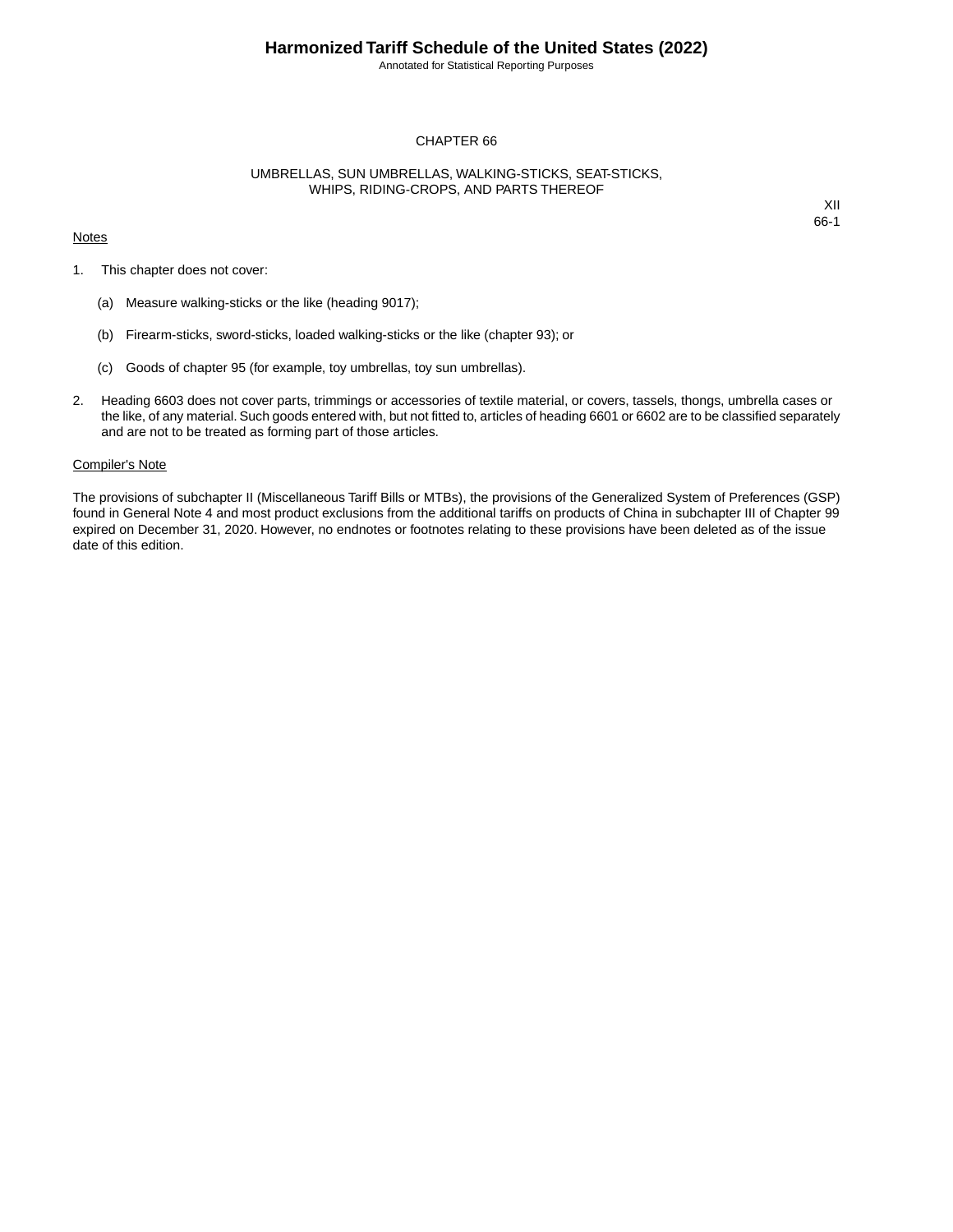# CHAPTER 66

## UMBRELLAS, SUN UMBRELLAS, WALKING-STICKS, SEAT-STICKS, WHIPS, RIDING-CROPS, AND PARTS THEREOF

XII
66-1

Notes

1. This chapter does not cover:

   (a) Measure walking-sticks or the like (heading 9017);

   (b) Firearm-sticks, sword-sticks, loaded walking-sticks or the like (chapter 93); or

   (c) Goods of chapter 95 (for example, toy umbrellas, toy sun umbrellas).

2. Heading 6603 does not cover parts, trimmings or accessories of textile material, or covers, tassels, thongs, umbrella cases or the like, of any material. Such goods entered with, but not fitted to, articles of heading 6601 or 6602 are to be classified separately and are not to be treated as forming part of those articles.

Compiler's Note

The provisions of subchapter II (Miscellaneous Tariff Bills or MTBs), the provisions of the Generalized System of Preferences (GSP) found in General Note 4 and most product exclusions from the additional tariffs on products of China in subchapter III of Chapter 99 expired on December 31, 2020. However, no endnotes or footnotes relating to these provisions have been deleted as of the issue date of this edition.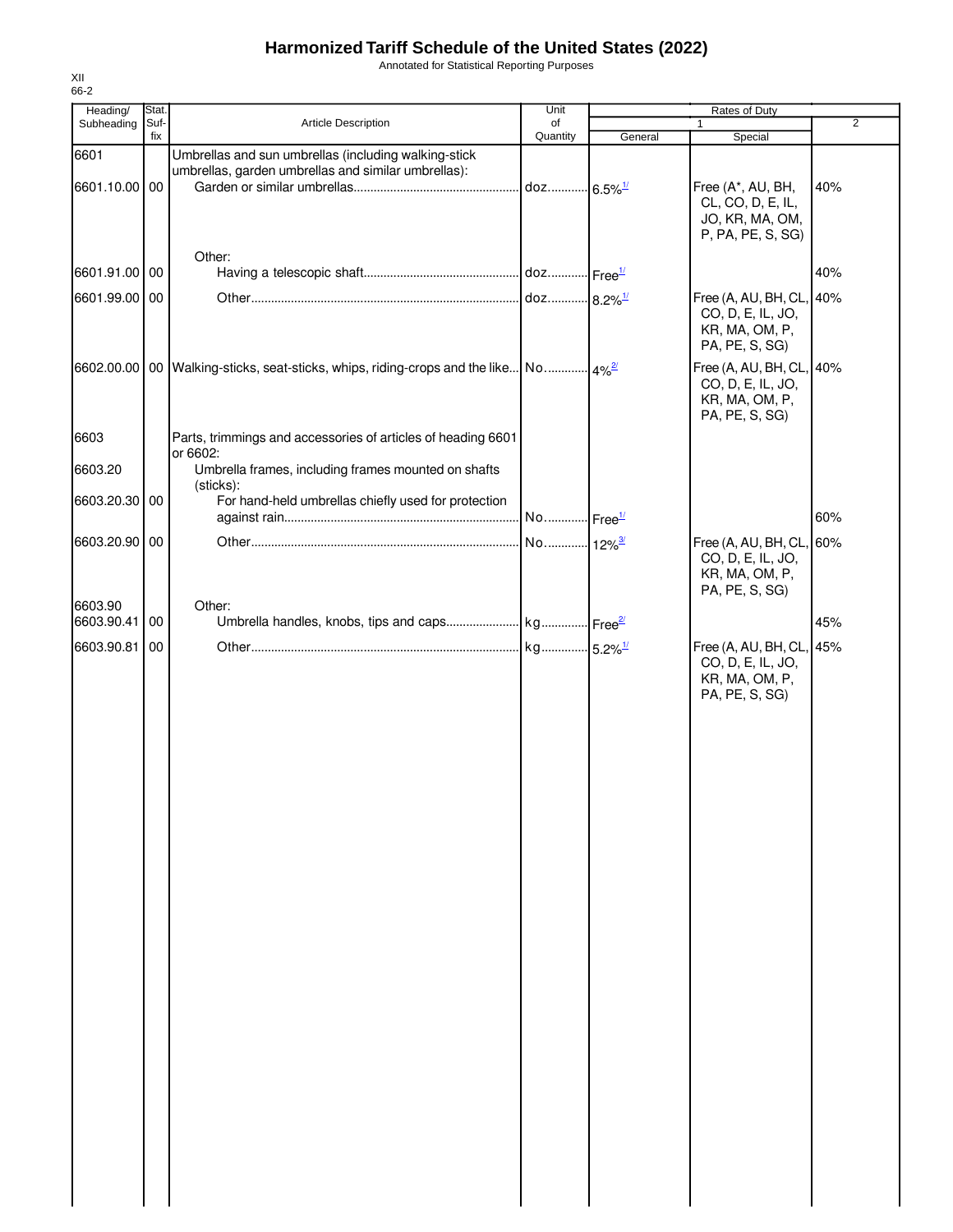# Harmonized Tariff Schedule of the United States (2022)

Annotated for Statistical Reporting Purposes

XII
66-2

| Heading/ Subheading | Stat. Suf- fix | Article Description | Unit of Quantity | Rates of Duty | | |
|---|---|---|---|---|---|---|
| | | | | 1 | | 2 |
| | | | | General | Special | |
| 6601 | | Umbrellas and sun umbrellas (including walking-stick umbrellas, garden umbrellas and similar umbrellas): | | | | |
| 6601.10.00 | 00 | Garden or similar umbrellas | doz | 6.5%[1/] | Free (A*, AU, BH, CL, CO, D, E, IL, JO, KR, MA, OM, P, PA, PE, S, SG) | 40% |
| | | Other: | | | | |
| 6601.91.00 | 00 | Having a telescopic shaft | doz | Free[1/] | | 40% |
| 6601.99.00 | 00 | Other | doz | 8.2%[1/] | Free (A, AU, BH, CL, CO, D, E, IL, JO, KR, MA, OM, P, PA, PE, S, SG) | 40% |
| 6602.00.00 | 00 | Walking-sticks, seat-sticks, whips, riding-crops and the like | No. | 4%[2/] | Free (A, AU, BH, CL, CO, D, E, IL, JO, KR, MA, OM, P, PA, PE, S, SG) | 40% |
| 6603 | | Parts, trimmings and accessories of articles of heading 6601 or 6602: | | | | |
| 6603.20 | | Umbrella frames, including frames mounted on shafts (sticks): | | | | |
| 6603.20.30 | 00 | For hand-held umbrellas chiefly used for protection against rain | No. | Free[1/] | | 60% |
| 6603.20.90 | 00 | Other | No. | 12%[3/] | Free (A, AU, BH, CL, CO, D, E, IL, JO, KR, MA, OM, P, PA, PE, S, SG) | 60% |
| 6603.90 | | Other: | | | | |
| 6603.90.41 | 00 | Umbrella handles, knobs, tips and caps | kg | Free[2/] | | 45% |
| 6603.90.81 | 00 | Other | kg | 5.2%[1/] | Free (A, AU, BH, CL, CO, D, E, IL, JO, KR, MA, OM, P, PA, PE, S, SG) | 45% |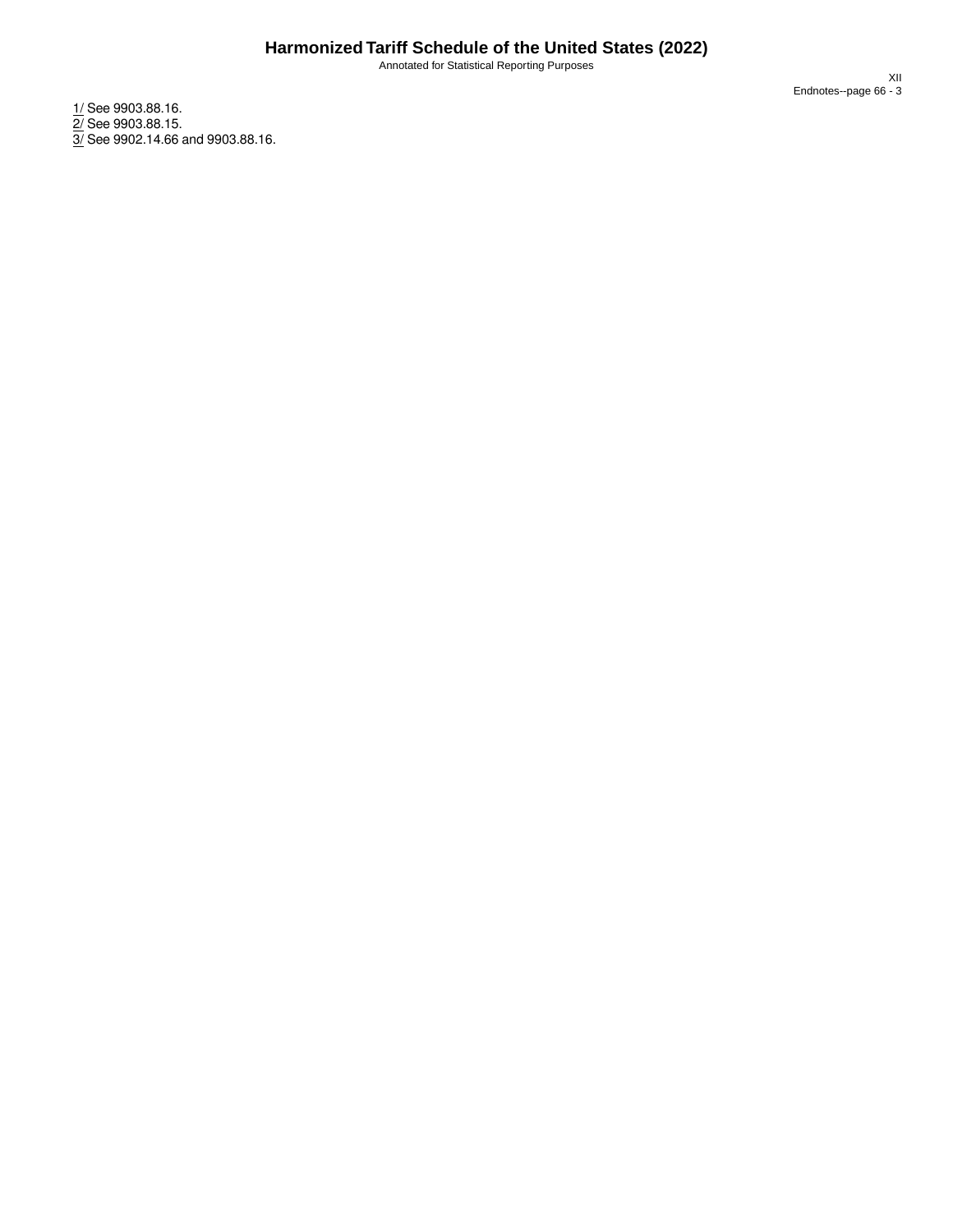1/ See 9903.88.16.
2/ See 9903.88.15.
3/ See 9902.14.66 and 9903.88.16.